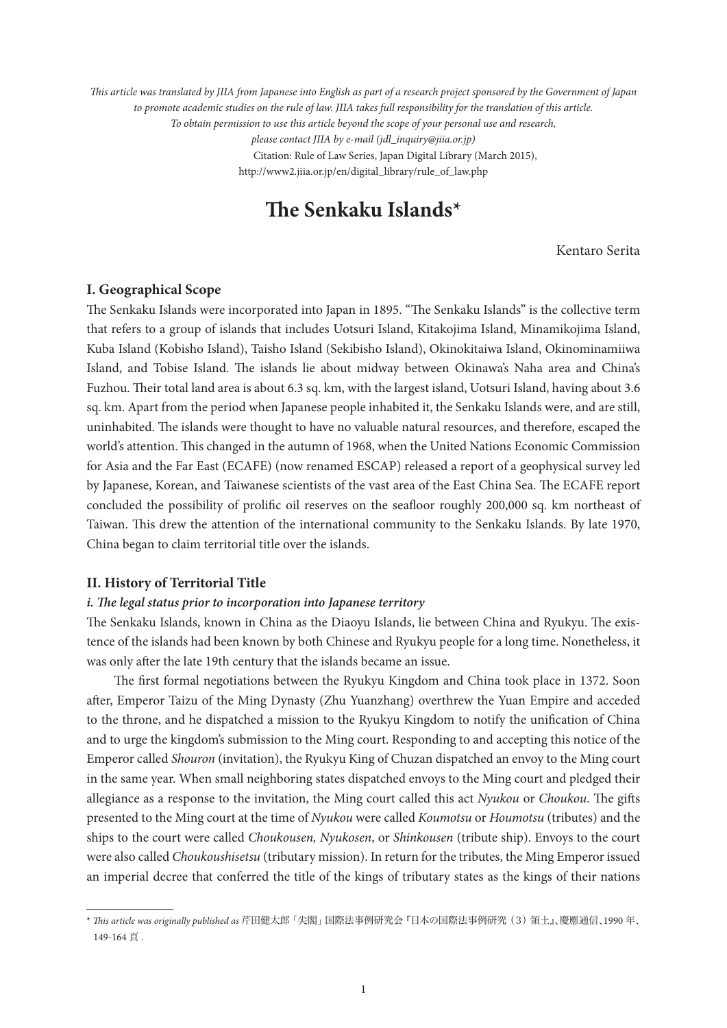*This article was translated by JIIA from Japanese into English as part of a research project sponsored by the Government of Japan to promote academic studies on the rule of law. JIIA takes full responsibility for the translation of this article. To obtain permission to use this article beyond the scope of your personal use and research, please contact JIIA by e-mail (jdl_inquiry@jiia.or.jp)*

Citation: Rule of Law Series, Japan Digital Library (March 2015), http://www2.jiia.or.jp/en/digital_library/rule_of_law.php

# The Senkaku Islands*

Kentaro Serita

## I. Geographical Scope

The Senkaku Islands were incorporated into Japan in 1895. "The Senkaku Islands" is the collective term that refers to a group of islands that includes Uotsuri Island, Kitakojima Island, Minamikojima Island, Kuba Island (Kobisho Island), Taisho Island (Sekibisho Island), Okinokitaiwa Island, Okinominamiiwa Island, and Tobise Island. The islands lie about midway between Okinawa's Naha area and China's Fuzhou. Their total land area is about 6.3 sq. km, with the largest island, Uotsuri Island, having about 3.6 sq. km. Apart from the period when Japanese people inhabited it, the Senkaku Islands were, and are still, uninhabited. The islands were thought to have no valuable natural resources, and therefore, escaped the world's attention. This changed in the autumn of 1968, when the United Nations Economic Commission for Asia and the Far East (ECAFE) (now renamed ESCAP) released a report of a geophysical survey led by Japanese, Korean, and Taiwanese scientists of the vast area of the East China Sea. The ECAFE report concluded the possibility of prolific oil reserves on the seafloor roughly 200,000 sq. km northeast of Taiwan. This drew the attention of the international community to the Senkaku Islands. By late 1970, China began to claim territorial title over the islands.

## II. History of Territorial Title

### *i. The legal status prior to incorporation into Japanese territory*

The Senkaku Islands, known in China as the Diaoyu Islands, lie between China and Ryukyu. The existence of the islands had been known by both Chinese and Ryukyu people for a long time. Nonetheless, it was only after the late 19th century that the islands became an issue.

The first formal negotiations between the Ryukyu Kingdom and China took place in 1372. Soon after, Emperor Taizu of the Ming Dynasty (Zhu Yuanzhang) overthrew the Yuan Empire and acceded to the throne, and he dispatched a mission to the Ryukyu Kingdom to notify the unification of China and to urge the kingdom's submission to the Ming court. Responding to and accepting this notice of the Emperor called *Shouron* (invitation), the Ryukyu King of Chuzan dispatched an envoy to the Ming court in the same year. When small neighboring states dispatched envoys to the Ming court and pledged their allegiance as a response to the invitation, the Ming court called this act *Nyukou* or *Choukou*. The gifts presented to the Ming court at the time of *Nyukou* were called *Koumotsu* or *Houmotsu* (tributes) and the ships to the court were called *Choukousen, Nyukosen*, or *Shinkousen* (tribute ship). Envoys to the court were also called *Choukoushisetsu* (tributary mission). In return for the tributes, the Ming Emperor issued an imperial decree that conferred the title of the kings of tributary states as the kings of their nations

---

\* *This article was originally published as* 芹田健太郎「尖閣」国際法事例研究会『日本の国際法事例研究（3）領土』、慶應通信、1990 年、149-164 頁 .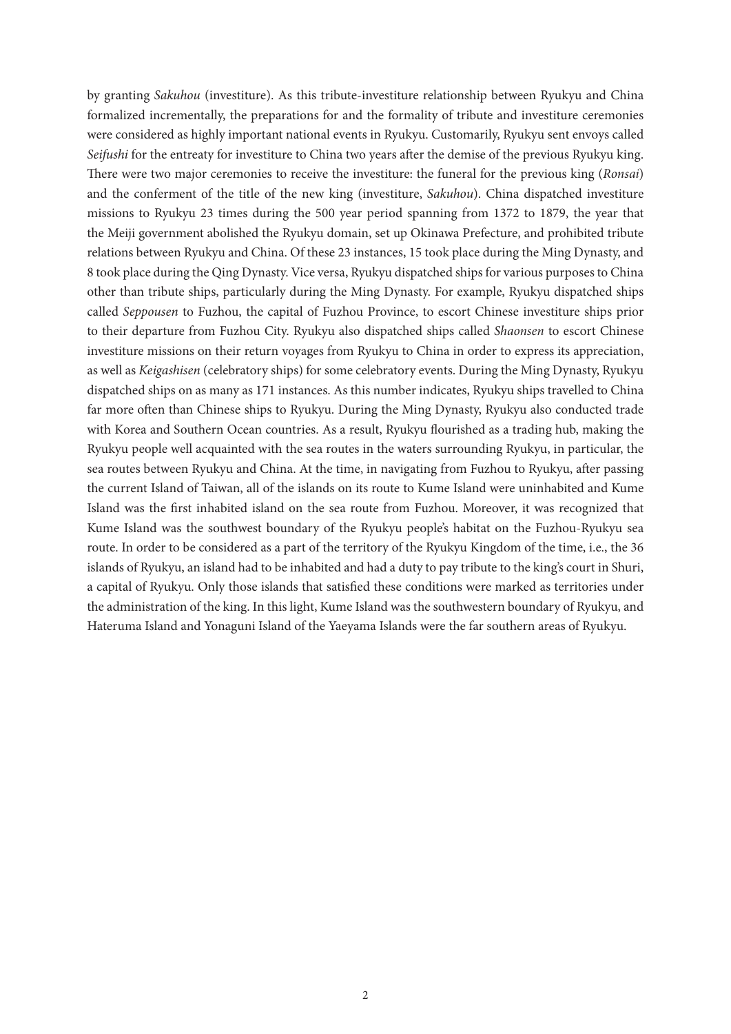by granting *Sakuhou* (investiture). As this tribute-investiture relationship between Ryukyu and China formalized incrementally, the preparations for and the formality of tribute and investiture ceremonies were considered as highly important national events in Ryukyu. Customarily, Ryukyu sent envoys called *Seifushi* for the entreaty for investiture to China two years after the demise of the previous Ryukyu king. There were two major ceremonies to receive the investiture: the funeral for the previous king (*Ronsai*) and the conferment of the title of the new king (investiture, *Sakuhou*). China dispatched investiture missions to Ryukyu 23 times during the 500 year period spanning from 1372 to 1879, the year that the Meiji government abolished the Ryukyu domain, set up Okinawa Prefecture, and prohibited tribute relations between Ryukyu and China. Of these 23 instances, 15 took place during the Ming Dynasty, and 8 took place during the Qing Dynasty. Vice versa, Ryukyu dispatched ships for various purposes to China other than tribute ships, particularly during the Ming Dynasty. For example, Ryukyu dispatched ships called *Seppousen* to Fuzhou, the capital of Fuzhou Province, to escort Chinese investiture ships prior to their departure from Fuzhou City. Ryukyu also dispatched ships called *Shaonsen* to escort Chinese investiture missions on their return voyages from Ryukyu to China in order to express its appreciation, as well as *Keigashisen* (celebratory ships) for some celebratory events. During the Ming Dynasty, Ryukyu dispatched ships on as many as 171 instances. As this number indicates, Ryukyu ships travelled to China far more often than Chinese ships to Ryukyu. During the Ming Dynasty, Ryukyu also conducted trade with Korea and Southern Ocean countries. As a result, Ryukyu flourished as a trading hub, making the Ryukyu people well acquainted with the sea routes in the waters surrounding Ryukyu, in particular, the sea routes between Ryukyu and China. At the time, in navigating from Fuzhou to Ryukyu, after passing the current Island of Taiwan, all of the islands on its route to Kume Island were uninhabited and Kume Island was the first inhabited island on the sea route from Fuzhou. Moreover, it was recognized that Kume Island was the southwest boundary of the Ryukyu people's habitat on the Fuzhou-Ryukyu sea route. In order to be considered as a part of the territory of the Ryukyu Kingdom of the time, i.e., the 36 islands of Ryukyu, an island had to be inhabited and had a duty to pay tribute to the king's court in Shuri, a capital of Ryukyu. Only those islands that satisfied these conditions were marked as territories under the administration of the king. In this light, Kume Island was the southwestern boundary of Ryukyu, and Hateruma Island and Yonaguni Island of the Yaeyama Islands were the far southern areas of Ryukyu.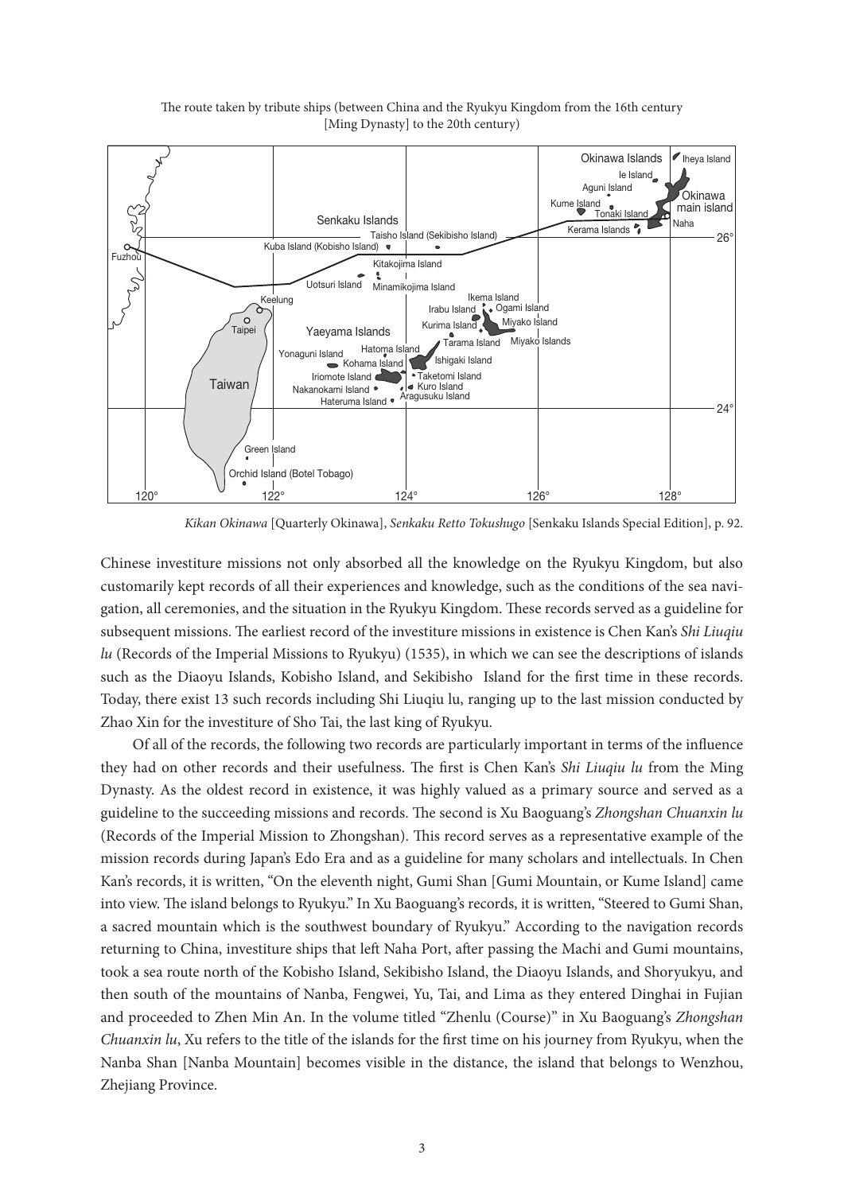The route taken by tribute ships (between China and the Ryukyu Kingdom from the 16th century [Ming Dynasty] to the 20th century)

*Kikan Okinawa* [Quarterly Okinawa], *Senkaku Retto Tokushugo* [Senkaku Islands Special Edition], p. 92.

Chinese investiture missions not only absorbed all the knowledge on the Ryukyu Kingdom, but also customarily kept records of all their experiences and knowledge, such as the conditions of the sea navigation, all ceremonies, and the situation in the Ryukyu Kingdom. These records served as a guideline for subsequent missions. The earliest record of the investiture missions in existence is Chen Kan's *Shi Liuqiu lu* (Records of the Imperial Missions to Ryukyu) (1535), in which we can see the descriptions of islands such as the Diaoyu Islands, Kobisho Island, and Sekibisho Island for the first time in these records. Today, there exist 13 such records including Shi Liuqiu lu, ranging up to the last mission conducted by Zhao Xin for the investiture of Sho Tai, the last king of Ryukyu.

Of all of the records, the following two records are particularly important in terms of the influence they had on other records and their usefulness. The first is Chen Kan's *Shi Liuqiu lu* from the Ming Dynasty. As the oldest record in existence, it was highly valued as a primary source and served as a guideline to the succeeding missions and records. The second is Xu Baoguang's *Zhongshan Chuanxin lu* (Records of the Imperial Mission to Zhongshan). This record serves as a representative example of the mission records during Japan's Edo Era and as a guideline for many scholars and intellectuals. In Chen Kan's records, it is written, "On the eleventh night, Gumi Shan [Gumi Mountain, or Kume Island] came into view. The island belongs to Ryukyu." In Xu Baoguang's records, it is written, "Steered to Gumi Shan, a sacred mountain which is the southwest boundary of Ryukyu." According to the navigation records returning to China, investiture ships that left Naha Port, after passing the Machi and Gumi mountains, took a sea route north of the Kobisho Island, Sekibisho Island, the Diaoyu Islands, and Shoryukyu, and then south of the mountains of Nanba, Fengwei, Yu, Tai, and Lima as they entered Dinghai in Fujian and proceeded to Zhen Min An. In the volume titled "Zhenlu (Course)" in Xu Baoguang's *Zhongshan Chuanxin lu*, Xu refers to the title of the islands for the first time on his journey from Ryukyu, when the Nanba Shan [Nanba Mountain] becomes visible in the distance, the island that belongs to Wenzhou, Zhejiang Province.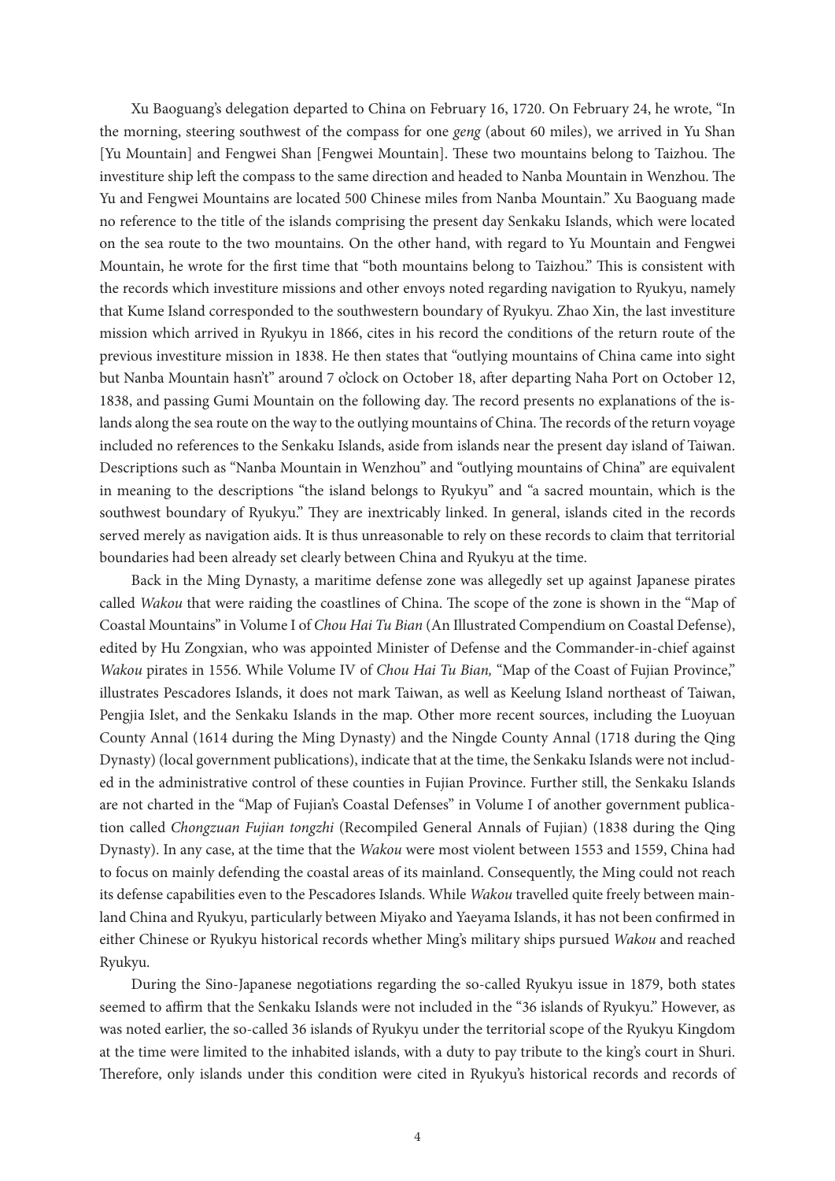Xu Baoguang's delegation departed to China on February 16, 1720. On February 24, he wrote, "In the morning, steering southwest of the compass for one *geng* (about 60 miles), we arrived in Yu Shan [Yu Mountain] and Fengwei Shan [Fengwei Mountain]. These two mountains belong to Taizhou. The investiture ship left the compass to the same direction and headed to Nanba Mountain in Wenzhou. The Yu and Fengwei Mountains are located 500 Chinese miles from Nanba Mountain." Xu Baoguang made no reference to the title of the islands comprising the present day Senkaku Islands, which were located on the sea route to the two mountains. On the other hand, with regard to Yu Mountain and Fengwei Mountain, he wrote for the first time that "both mountains belong to Taizhou." This is consistent with the records which investiture missions and other envoys noted regarding navigation to Ryukyu, namely that Kume Island corresponded to the southwestern boundary of Ryukyu. Zhao Xin, the last investiture mission which arrived in Ryukyu in 1866, cites in his record the conditions of the return route of the previous investiture mission in 1838. He then states that "outlying mountains of China came into sight but Nanba Mountain hasn't" around 7 o'clock on October 18, after departing Naha Port on October 12, 1838, and passing Gumi Mountain on the following day. The record presents no explanations of the islands along the sea route on the way to the outlying mountains of China. The records of the return voyage included no references to the Senkaku Islands, aside from islands near the present day island of Taiwan. Descriptions such as "Nanba Mountain in Wenzhou" and "outlying mountains of China" are equivalent in meaning to the descriptions "the island belongs to Ryukyu" and "a sacred mountain, which is the southwest boundary of Ryukyu." They are inextricably linked. In general, islands cited in the records served merely as navigation aids. It is thus unreasonable to rely on these records to claim that territorial boundaries had been already set clearly between China and Ryukyu at the time.

Back in the Ming Dynasty, a maritime defense zone was allegedly set up against Japanese pirates called *Wakou* that were raiding the coastlines of China. The scope of the zone is shown in the "Map of Coastal Mountains" in Volume I of *Chou Hai Tu Bian* (An Illustrated Compendium on Coastal Defense), edited by Hu Zongxian, who was appointed Minister of Defense and the Commander-in-chief against *Wakou* pirates in 1556. While Volume IV of *Chou Hai Tu Bian,* "Map of the Coast of Fujian Province," illustrates Pescadores Islands, it does not mark Taiwan, as well as Keelung Island northeast of Taiwan, Pengjia Islet, and the Senkaku Islands in the map. Other more recent sources, including the Luoyuan County Annal (1614 during the Ming Dynasty) and the Ningde County Annal (1718 during the Qing Dynasty) (local government publications), indicate that at the time, the Senkaku Islands were not included in the administrative control of these counties in Fujian Province. Further still, the Senkaku Islands are not charted in the "Map of Fujian's Coastal Defenses" in Volume I of another government publication called *Chongzuan Fujian tongzhi* (Recompiled General Annals of Fujian) (1838 during the Qing Dynasty). In any case, at the time that the *Wakou* were most violent between 1553 and 1559, China had to focus on mainly defending the coastal areas of its mainland. Consequently, the Ming could not reach its defense capabilities even to the Pescadores Islands. While *Wakou* travelled quite freely between mainland China and Ryukyu, particularly between Miyako and Yaeyama Islands, it has not been confirmed in either Chinese or Ryukyu historical records whether Ming's military ships pursued *Wakou* and reached Ryukyu.

During the Sino-Japanese negotiations regarding the so-called Ryukyu issue in 1879, both states seemed to affirm that the Senkaku Islands were not included in the "36 islands of Ryukyu." However, as was noted earlier, the so-called 36 islands of Ryukyu under the territorial scope of the Ryukyu Kingdom at the time were limited to the inhabited islands, with a duty to pay tribute to the king's court in Shuri. Therefore, only islands under this condition were cited in Ryukyu's historical records and records of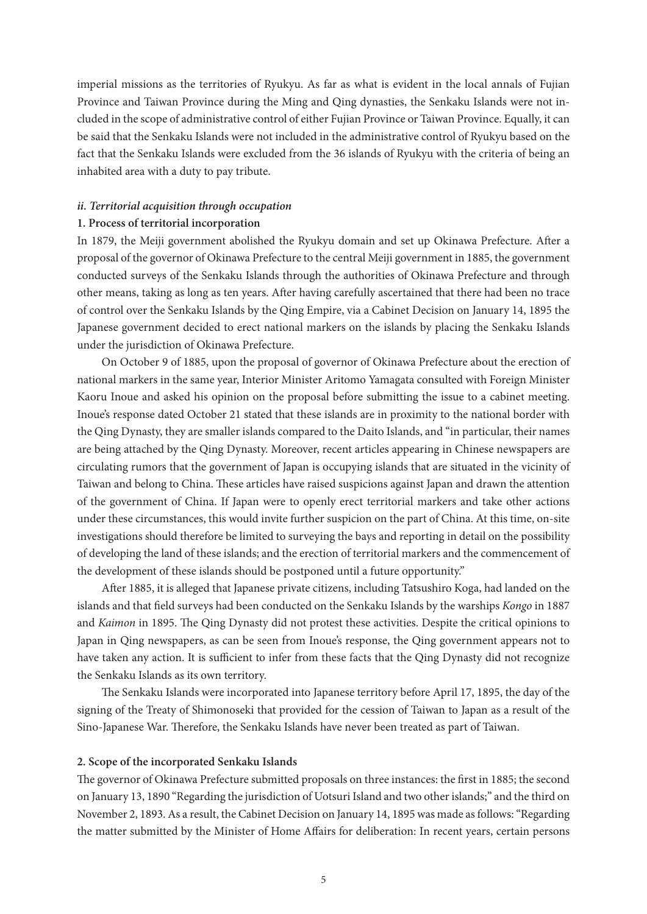imperial missions as the territories of Ryukyu. As far as what is evident in the local annals of Fujian Province and Taiwan Province during the Ming and Qing dynasties, the Senkaku Islands were not included in the scope of administrative control of either Fujian Province or Taiwan Province. Equally, it can be said that the Senkaku Islands were not included in the administrative control of Ryukyu based on the fact that the Senkaku Islands were excluded from the 36 islands of Ryukyu with the criteria of being an inhabited area with a duty to pay tribute.

### *ii. Territorial acquisition through occupation*

#### 1. Process of territorial incorporation

In 1879, the Meiji government abolished the Ryukyu domain and set up Okinawa Prefecture. After a proposal of the governor of Okinawa Prefecture to the central Meiji government in 1885, the government conducted surveys of the Senkaku Islands through the authorities of Okinawa Prefecture and through other means, taking as long as ten years. After having carefully ascertained that there had been no trace of control over the Senkaku Islands by the Qing Empire, via a Cabinet Decision on January 14, 1895 the Japanese government decided to erect national markers on the islands by placing the Senkaku Islands under the jurisdiction of Okinawa Prefecture.

On October 9 of 1885, upon the proposal of governor of Okinawa Prefecture about the erection of national markers in the same year, Interior Minister Aritomo Yamagata consulted with Foreign Minister Kaoru Inoue and asked his opinion on the proposal before submitting the issue to a cabinet meeting. Inoue's response dated October 21 stated that these islands are in proximity to the national border with the Qing Dynasty, they are smaller islands compared to the Daito Islands, and "in particular, their names are being attached by the Qing Dynasty. Moreover, recent articles appearing in Chinese newspapers are circulating rumors that the government of Japan is occupying islands that are situated in the vicinity of Taiwan and belong to China. These articles have raised suspicions against Japan and drawn the attention of the government of China. If Japan were to openly erect territorial markers and take other actions under these circumstances, this would invite further suspicion on the part of China. At this time, on-site investigations should therefore be limited to surveying the bays and reporting in detail on the possibility of developing the land of these islands; and the erection of territorial markers and the commencement of the development of these islands should be postponed until a future opportunity."

After 1885, it is alleged that Japanese private citizens, including Tatsushiro Koga, had landed on the islands and that field surveys had been conducted on the Senkaku Islands by the warships *Kongo* in 1887 and *Kaimon* in 1895. The Qing Dynasty did not protest these activities. Despite the critical opinions to Japan in Qing newspapers, as can be seen from Inoue's response, the Qing government appears not to have taken any action. It is sufficient to infer from these facts that the Qing Dynasty did not recognize the Senkaku Islands as its own territory.

The Senkaku Islands were incorporated into Japanese territory before April 17, 1895, the day of the signing of the Treaty of Shimonoseki that provided for the cession of Taiwan to Japan as a result of the Sino-Japanese War. Therefore, the Senkaku Islands have never been treated as part of Taiwan.

#### 2. Scope of the incorporated Senkaku Islands

The governor of Okinawa Prefecture submitted proposals on three instances: the first in 1885; the second on January 13, 1890 "Regarding the jurisdiction of Uotsuri Island and two other islands;" and the third on November 2, 1893. As a result, the Cabinet Decision on January 14, 1895 was made as follows: "Regarding the matter submitted by the Minister of Home Affairs for deliberation: In recent years, certain persons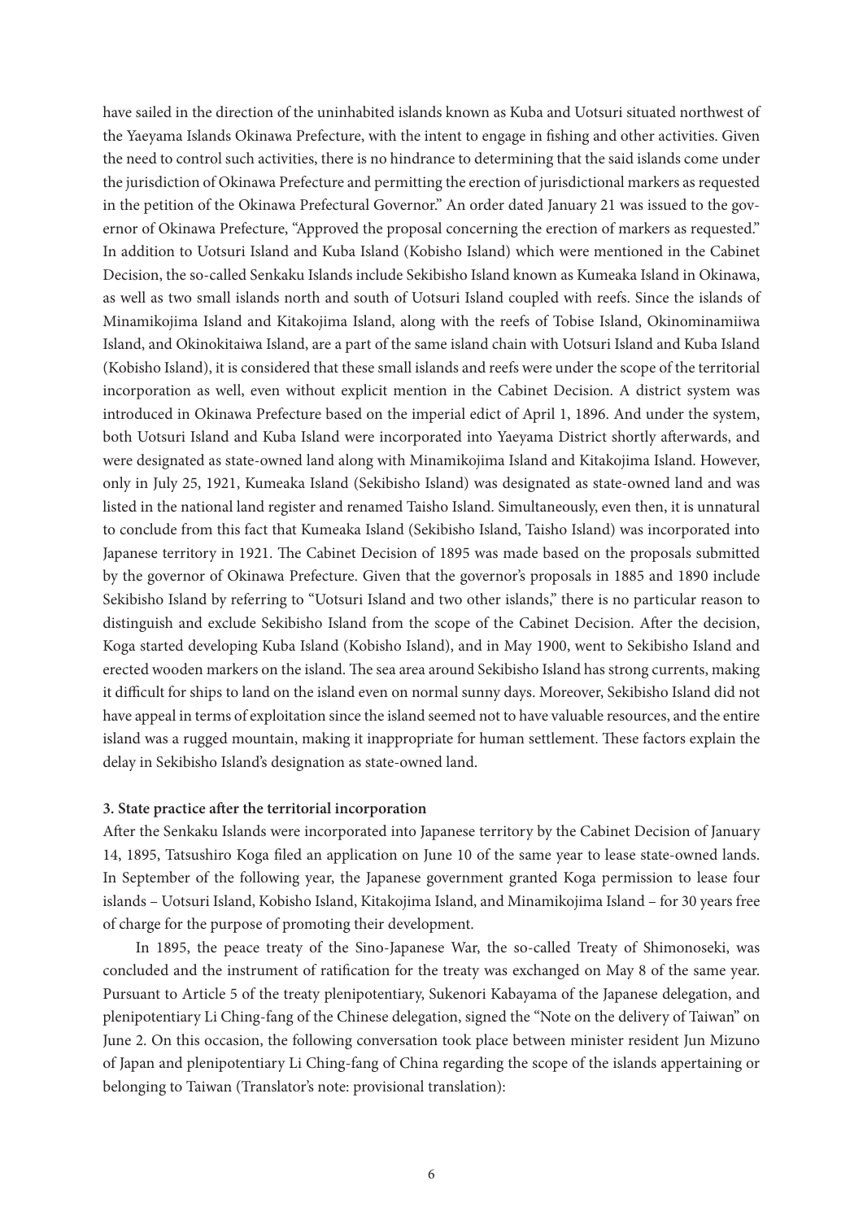have sailed in the direction of the uninhabited islands known as Kuba and Uotsuri situated northwest of the Yaeyama Islands Okinawa Prefecture, with the intent to engage in fishing and other activities. Given the need to control such activities, there is no hindrance to determining that the said islands come under the jurisdiction of Okinawa Prefecture and permitting the erection of jurisdictional markers as requested in the petition of the Okinawa Prefectural Governor." An order dated January 21 was issued to the governor of Okinawa Prefecture, "Approved the proposal concerning the erection of markers as requested." In addition to Uotsuri Island and Kuba Island (Kobisho Island) which were mentioned in the Cabinet Decision, the so-called Senkaku Islands include Sekibisho Island known as Kumeaka Island in Okinawa, as well as two small islands north and south of Uotsuri Island coupled with reefs. Since the islands of Minamikojima Island and Kitakojima Island, along with the reefs of Tobise Island, Okinominamiiwa Island, and Okinokitaiwa Island, are a part of the same island chain with Uotsuri Island and Kuba Island (Kobisho Island), it is considered that these small islands and reefs were under the scope of the territorial incorporation as well, even without explicit mention in the Cabinet Decision. A district system was introduced in Okinawa Prefecture based on the imperial edict of April 1, 1896. And under the system, both Uotsuri Island and Kuba Island were incorporated into Yaeyama District shortly afterwards, and were designated as state-owned land along with Minamikojima Island and Kitakojima Island. However, only in July 25, 1921, Kumeaka Island (Sekibisho Island) was designated as state-owned land and was listed in the national land register and renamed Taisho Island. Simultaneously, even then, it is unnatural to conclude from this fact that Kumeaka Island (Sekibisho Island, Taisho Island) was incorporated into Japanese territory in 1921. The Cabinet Decision of 1895 was made based on the proposals submitted by the governor of Okinawa Prefecture. Given that the governor's proposals in 1885 and 1890 include Sekibisho Island by referring to "Uotsuri Island and two other islands," there is no particular reason to distinguish and exclude Sekibisho Island from the scope of the Cabinet Decision. After the decision, Koga started developing Kuba Island (Kobisho Island), and in May 1900, went to Sekibisho Island and erected wooden markers on the island. The sea area around Sekibisho Island has strong currents, making it difficult for ships to land on the island even on normal sunny days. Moreover, Sekibisho Island did not have appeal in terms of exploitation since the island seemed not to have valuable resources, and the entire island was a rugged mountain, making it inappropriate for human settlement. These factors explain the delay in Sekibisho Island's designation as state-owned land.

### 3. State practice after the territorial incorporation

After the Senkaku Islands were incorporated into Japanese territory by the Cabinet Decision of January 14, 1895, Tatsushiro Koga filed an application on June 10 of the same year to lease state-owned lands. In September of the following year, the Japanese government granted Koga permission to lease four islands – Uotsuri Island, Kobisho Island, Kitakojima Island, and Minamikojima Island – for 30 years free of charge for the purpose of promoting their development.

In 1895, the peace treaty of the Sino-Japanese War, the so-called Treaty of Shimonoseki, was concluded and the instrument of ratification for the treaty was exchanged on May 8 of the same year. Pursuant to Article 5 of the treaty plenipotentiary, Sukenori Kabayama of the Japanese delegation, and plenipotentiary Li Ching-fang of the Chinese delegation, signed the "Note on the delivery of Taiwan" on June 2. On this occasion, the following conversation took place between minister resident Jun Mizuno of Japan and plenipotentiary Li Ching-fang of China regarding the scope of the islands appertaining or belonging to Taiwan (Translator's note: provisional translation):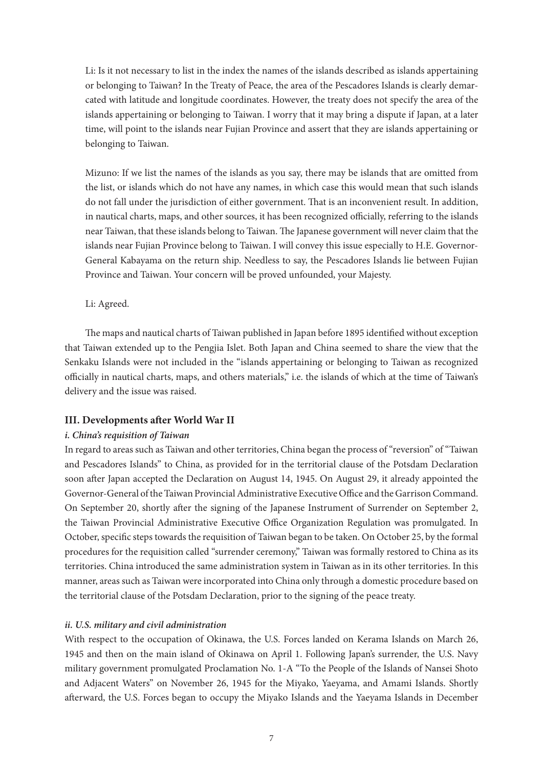Li: Is it not necessary to list in the index the names of the islands described as islands appertaining or belonging to Taiwan? In the Treaty of Peace, the area of the Pescadores Islands is clearly demarcated with latitude and longitude coordinates. However, the treaty does not specify the area of the islands appertaining or belonging to Taiwan. I worry that it may bring a dispute if Japan, at a later time, will point to the islands near Fujian Province and assert that they are islands appertaining or belonging to Taiwan.

Mizuno: If we list the names of the islands as you say, there may be islands that are omitted from the list, or islands which do not have any names, in which case this would mean that such islands do not fall under the jurisdiction of either government. That is an inconvenient result. In addition, in nautical charts, maps, and other sources, it has been recognized officially, referring to the islands near Taiwan, that these islands belong to Taiwan. The Japanese government will never claim that the islands near Fujian Province belong to Taiwan. I will convey this issue especially to H.E. Governor-General Kabayama on the return ship. Needless to say, the Pescadores Islands lie between Fujian Province and Taiwan. Your concern will be proved unfounded, your Majesty.

Li: Agreed.

The maps and nautical charts of Taiwan published in Japan before 1895 identified without exception that Taiwan extended up to the Pengjia Islet. Both Japan and China seemed to share the view that the Senkaku Islands were not included in the "islands appertaining or belonging to Taiwan as recognized officially in nautical charts, maps, and others materials," i.e. the islands of which at the time of Taiwan's delivery and the issue was raised.

### III. Developments after World War II

#### *i. China's requisition of Taiwan*

In regard to areas such as Taiwan and other territories, China began the process of "reversion" of "Taiwan and Pescadores Islands" to China, as provided for in the territorial clause of the Potsdam Declaration soon after Japan accepted the Declaration on August 14, 1945. On August 29, it already appointed the Governor-General of the Taiwan Provincial Administrative Executive Office and the Garrison Command. On September 20, shortly after the signing of the Japanese Instrument of Surrender on September 2, the Taiwan Provincial Administrative Executive Office Organization Regulation was promulgated. In October, specific steps towards the requisition of Taiwan began to be taken. On October 25, by the formal procedures for the requisition called "surrender ceremony," Taiwan was formally restored to China as its territories. China introduced the same administration system in Taiwan as in its other territories. In this manner, areas such as Taiwan were incorporated into China only through a domestic procedure based on the territorial clause of the Potsdam Declaration, prior to the signing of the peace treaty.

#### *ii. U.S. military and civil administration*

With respect to the occupation of Okinawa, the U.S. Forces landed on Kerama Islands on March 26, 1945 and then on the main island of Okinawa on April 1. Following Japan's surrender, the U.S. Navy military government promulgated Proclamation No. 1-A "To the People of the Islands of Nansei Shoto and Adjacent Waters" on November 26, 1945 for the Miyako, Yaeyama, and Amami Islands. Shortly afterward, the U.S. Forces began to occupy the Miyako Islands and the Yaeyama Islands in December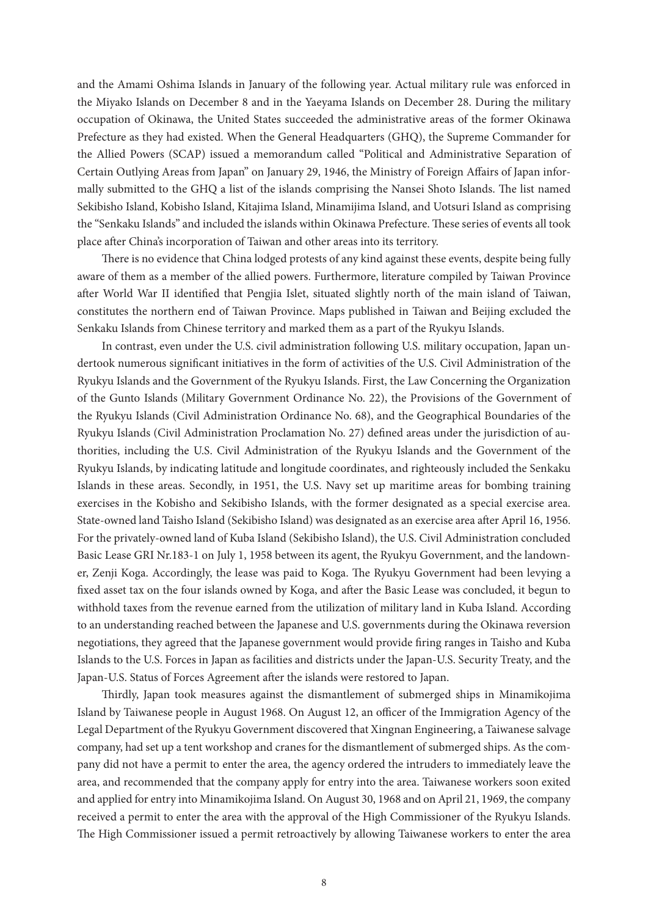and the Amami Oshima Islands in January of the following year. Actual military rule was enforced in the Miyako Islands on December 8 and in the Yaeyama Islands on December 28. During the military occupation of Okinawa, the United States succeeded the administrative areas of the former Okinawa Prefecture as they had existed. When the General Headquarters (GHQ), the Supreme Commander for the Allied Powers (SCAP) issued a memorandum called "Political and Administrative Separation of Certain Outlying Areas from Japan" on January 29, 1946, the Ministry of Foreign Affairs of Japan informally submitted to the GHQ a list of the islands comprising the Nansei Shoto Islands. The list named Sekibisho Island, Kobisho Island, Kitajima Island, Minamijima Island, and Uotsuri Island as comprising the "Senkaku Islands" and included the islands within Okinawa Prefecture. These series of events all took place after China's incorporation of Taiwan and other areas into its territory.

There is no evidence that China lodged protests of any kind against these events, despite being fully aware of them as a member of the allied powers. Furthermore, literature compiled by Taiwan Province after World War II identified that Pengjia Islet, situated slightly north of the main island of Taiwan, constitutes the northern end of Taiwan Province. Maps published in Taiwan and Beijing excluded the Senkaku Islands from Chinese territory and marked them as a part of the Ryukyu Islands.

In contrast, even under the U.S. civil administration following U.S. military occupation, Japan undertook numerous significant initiatives in the form of activities of the U.S. Civil Administration of the Ryukyu Islands and the Government of the Ryukyu Islands. First, the Law Concerning the Organization of the Gunto Islands (Military Government Ordinance No. 22), the Provisions of the Government of the Ryukyu Islands (Civil Administration Ordinance No. 68), and the Geographical Boundaries of the Ryukyu Islands (Civil Administration Proclamation No. 27) defined areas under the jurisdiction of authorities, including the U.S. Civil Administration of the Ryukyu Islands and the Government of the Ryukyu Islands, by indicating latitude and longitude coordinates, and righteously included the Senkaku Islands in these areas. Secondly, in 1951, the U.S. Navy set up maritime areas for bombing training exercises in the Kobisho and Sekibisho Islands, with the former designated as a special exercise area. State-owned land Taisho Island (Sekibisho Island) was designated as an exercise area after April 16, 1956. For the privately-owned land of Kuba Island (Sekibisho Island), the U.S. Civil Administration concluded Basic Lease GRI Nr.183-1 on July 1, 1958 between its agent, the Ryukyu Government, and the landowner, Zenji Koga. Accordingly, the lease was paid to Koga. The Ryukyu Government had been levying a fixed asset tax on the four islands owned by Koga, and after the Basic Lease was concluded, it begun to withhold taxes from the revenue earned from the utilization of military land in Kuba Island. According to an understanding reached between the Japanese and U.S. governments during the Okinawa reversion negotiations, they agreed that the Japanese government would provide firing ranges in Taisho and Kuba Islands to the U.S. Forces in Japan as facilities and districts under the Japan-U.S. Security Treaty, and the Japan-U.S. Status of Forces Agreement after the islands were restored to Japan.

Thirdly, Japan took measures against the dismantlement of submerged ships in Minamikojima Island by Taiwanese people in August 1968. On August 12, an officer of the Immigration Agency of the Legal Department of the Ryukyu Government discovered that Xingnan Engineering, a Taiwanese salvage company, had set up a tent workshop and cranes for the dismantlement of submerged ships. As the company did not have a permit to enter the area, the agency ordered the intruders to immediately leave the area, and recommended that the company apply for entry into the area. Taiwanese workers soon exited and applied for entry into Minamikojima Island. On August 30, 1968 and on April 21, 1969, the company received a permit to enter the area with the approval of the High Commissioner of the Ryukyu Islands. The High Commissioner issued a permit retroactively by allowing Taiwanese workers to enter the area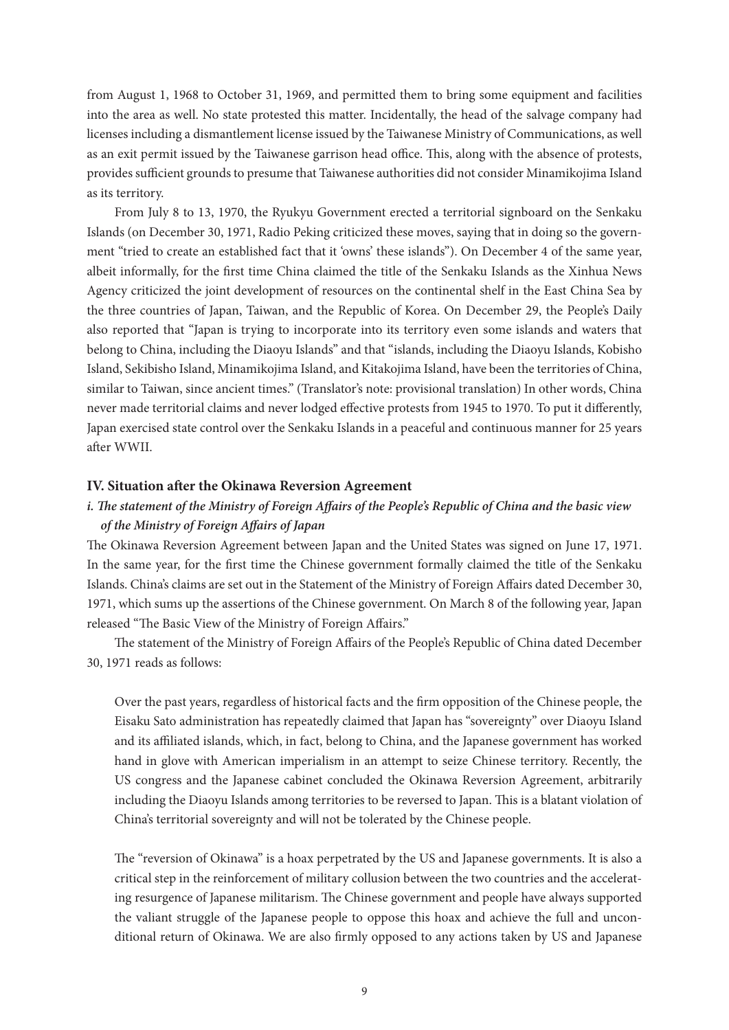from August 1, 1968 to October 31, 1969, and permitted them to bring some equipment and facilities into the area as well. No state protested this matter. Incidentally, the head of the salvage company had licenses including a dismantlement license issued by the Taiwanese Ministry of Communications, as well as an exit permit issued by the Taiwanese garrison head office. This, along with the absence of protests, provides sufficient grounds to presume that Taiwanese authorities did not consider Minamikojima Island as its territory.

From July 8 to 13, 1970, the Ryukyu Government erected a territorial signboard on the Senkaku Islands (on December 30, 1971, Radio Peking criticized these moves, saying that in doing so the government "tried to create an established fact that it 'owns' these islands"). On December 4 of the same year, albeit informally, for the first time China claimed the title of the Senkaku Islands as the Xinhua News Agency criticized the joint development of resources on the continental shelf in the East China Sea by the three countries of Japan, Taiwan, and the Republic of Korea. On December 29, the People's Daily also reported that "Japan is trying to incorporate into its territory even some islands and waters that belong to China, including the Diaoyu Islands" and that "islands, including the Diaoyu Islands, Kobisho Island, Sekibisho Island, Minamikojima Island, and Kitakojima Island, have been the territories of China, similar to Taiwan, since ancient times." (Translator's note: provisional translation) In other words, China never made territorial claims and never lodged effective protests from 1945 to 1970. To put it differently, Japan exercised state control over the Senkaku Islands in a peaceful and continuous manner for 25 years after WWII.

## IV. Situation after the Okinawa Reversion Agreement

### *i. The statement of the Ministry of Foreign Affairs of the People's Republic of China and the basic view of the Ministry of Foreign Affairs of Japan*

The Okinawa Reversion Agreement between Japan and the United States was signed on June 17, 1971. In the same year, for the first time the Chinese government formally claimed the title of the Senkaku Islands. China's claims are set out in the Statement of the Ministry of Foreign Affairs dated December 30, 1971, which sums up the assertions of the Chinese government. On March 8 of the following year, Japan released "The Basic View of the Ministry of Foreign Affairs."

The statement of the Ministry of Foreign Affairs of the People's Republic of China dated December 30, 1971 reads as follows:

> Over the past years, regardless of historical facts and the firm opposition of the Chinese people, the Eisaku Sato administration has repeatedly claimed that Japan has "sovereignty" over Diaoyu Island and its affiliated islands, which, in fact, belong to China, and the Japanese government has worked hand in glove with American imperialism in an attempt to seize Chinese territory. Recently, the US congress and the Japanese cabinet concluded the Okinawa Reversion Agreement, arbitrarily including the Diaoyu Islands among territories to be reversed to Japan. This is a blatant violation of China's territorial sovereignty and will not be tolerated by the Chinese people.
>
> The "reversion of Okinawa" is a hoax perpetrated by the US and Japanese governments. It is also a critical step in the reinforcement of military collusion between the two countries and the accelerating resurgence of Japanese militarism. The Chinese government and people have always supported the valiant struggle of the Japanese people to oppose this hoax and achieve the full and unconditional return of Okinawa. We are also firmly opposed to any actions taken by US and Japanese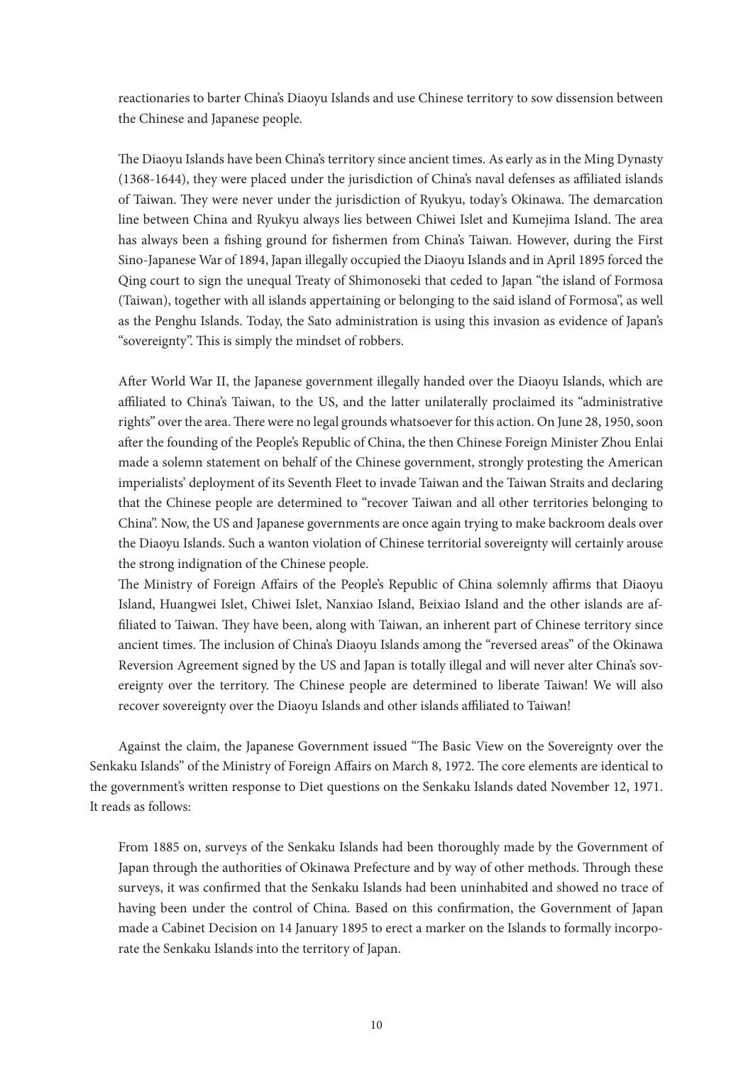reactionaries to barter China's Diaoyu Islands and use Chinese territory to sow dissension between the Chinese and Japanese people.

> The Diaoyu Islands have been China's territory since ancient times. As early as in the Ming Dynasty (1368-1644), they were placed under the jurisdiction of China's naval defenses as affiliated islands of Taiwan. They were never under the jurisdiction of Ryukyu, today's Okinawa. The demarcation line between China and Ryukyu always lies between Chiwei Islet and Kumejima Island. The area has always been a fishing ground for fishermen from China's Taiwan. However, during the First Sino-Japanese War of 1894, Japan illegally occupied the Diaoyu Islands and in April 1895 forced the Qing court to sign the unequal Treaty of Shimonoseki that ceded to Japan "the island of Formosa (Taiwan), together with all islands appertaining or belonging to the said island of Formosa", as well as the Penghu Islands. Today, the Sato administration is using this invasion as evidence of Japan's "sovereignty". This is simply the mindset of robbers.
>
> After World War II, the Japanese government illegally handed over the Diaoyu Islands, which are affiliated to China's Taiwan, to the US, and the latter unilaterally proclaimed its "administrative rights" over the area. There were no legal grounds whatsoever for this action. On June 28, 1950, soon after the founding of the People's Republic of China, the then Chinese Foreign Minister Zhou Enlai made a solemn statement on behalf of the Chinese government, strongly protesting the American imperialists' deployment of its Seventh Fleet to invade Taiwan and the Taiwan Straits and declaring that the Chinese people are determined to "recover Taiwan and all other territories belonging to China". Now, the US and Japanese governments are once again trying to make backroom deals over the Diaoyu Islands. Such a wanton violation of Chinese territorial sovereignty will certainly arouse the strong indignation of the Chinese people.
>
> The Ministry of Foreign Affairs of the People's Republic of China solemnly affirms that Diaoyu Island, Huangwei Islet, Chiwei Islet, Nanxiao Island, Beixiao Island and the other islands are affiliated to Taiwan. They have been, along with Taiwan, an inherent part of Chinese territory since ancient times. The inclusion of China's Diaoyu Islands among the "reversed areas" of the Okinawa Reversion Agreement signed by the US and Japan is totally illegal and will never alter China's sovereignty over the territory. The Chinese people are determined to liberate Taiwan! We will also recover sovereignty over the Diaoyu Islands and other islands affiliated to Taiwan!

Against the claim, the Japanese Government issued "The Basic View on the Sovereignty over the Senkaku Islands" of the Ministry of Foreign Affairs on March 8, 1972. The core elements are identical to the government's written response to Diet questions on the Senkaku Islands dated November 12, 1971. It reads as follows:

> From 1885 on, surveys of the Senkaku Islands had been thoroughly made by the Government of Japan through the authorities of Okinawa Prefecture and by way of other methods. Through these surveys, it was confirmed that the Senkaku Islands had been uninhabited and showed no trace of having been under the control of China. Based on this confirmation, the Government of Japan made a Cabinet Decision on 14 January 1895 to erect a marker on the Islands to formally incorporate the Senkaku Islands into the territory of Japan.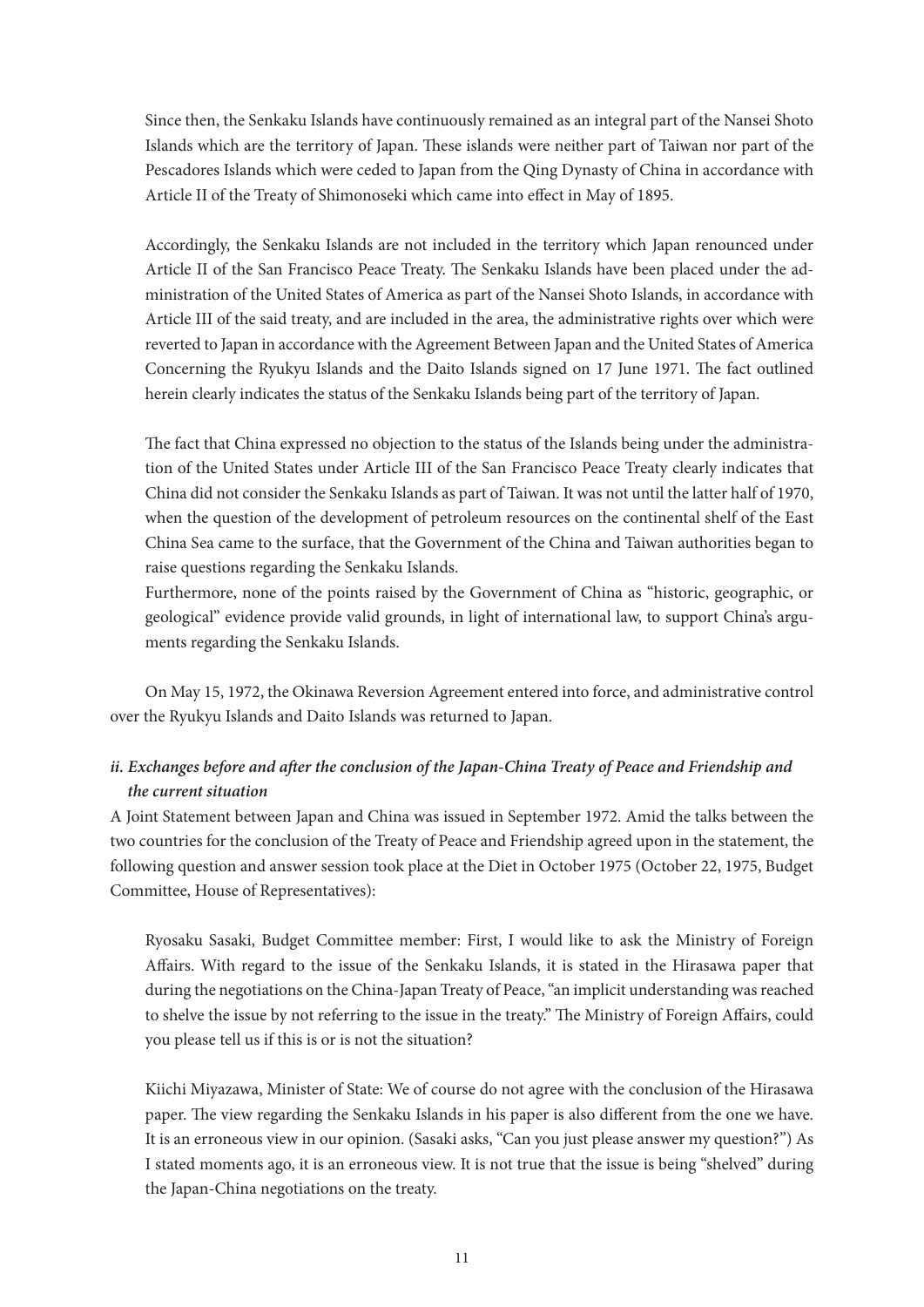Since then, the Senkaku Islands have continuously remained as an integral part of the Nansei Shoto Islands which are the territory of Japan. These islands were neither part of Taiwan nor part of the Pescadores Islands which were ceded to Japan from the Qing Dynasty of China in accordance with Article II of the Treaty of Shimonoseki which came into effect in May of 1895.

Accordingly, the Senkaku Islands are not included in the territory which Japan renounced under Article II of the San Francisco Peace Treaty. The Senkaku Islands have been placed under the administration of the United States of America as part of the Nansei Shoto Islands, in accordance with Article III of the said treaty, and are included in the area, the administrative rights over which were reverted to Japan in accordance with the Agreement Between Japan and the United States of America Concerning the Ryukyu Islands and the Daito Islands signed on 17 June 1971. The fact outlined herein clearly indicates the status of the Senkaku Islands being part of the territory of Japan.

The fact that China expressed no objection to the status of the Islands being under the administration of the United States under Article III of the San Francisco Peace Treaty clearly indicates that China did not consider the Senkaku Islands as part of Taiwan. It was not until the latter half of 1970, when the question of the development of petroleum resources on the continental shelf of the East China Sea came to the surface, that the Government of the China and Taiwan authorities began to raise questions regarding the Senkaku Islands.
Furthermore, none of the points raised by the Government of China as "historic, geographic, or geological" evidence provide valid grounds, in light of international law, to support China's arguments regarding the Senkaku Islands.

On May 15, 1972, the Okinawa Reversion Agreement entered into force, and administrative control over the Ryukyu Islands and Daito Islands was returned to Japan.

### *ii. Exchanges before and after the conclusion of the Japan-China Treaty of Peace and Friendship and the current situation*

A Joint Statement between Japan and China was issued in September 1972. Amid the talks between the two countries for the conclusion of the Treaty of Peace and Friendship agreed upon in the statement, the following question and answer session took place at the Diet in October 1975 (October 22, 1975, Budget Committee, House of Representatives):

Ryosaku Sasaki, Budget Committee member: First, I would like to ask the Ministry of Foreign Affairs. With regard to the issue of the Senkaku Islands, it is stated in the Hirasawa paper that during the negotiations on the China-Japan Treaty of Peace, "an implicit understanding was reached to shelve the issue by not referring to the issue in the treaty." The Ministry of Foreign Affairs, could you please tell us if this is or is not the situation?

Kiichi Miyazawa, Minister of State: We of course do not agree with the conclusion of the Hirasawa paper. The view regarding the Senkaku Islands in his paper is also different from the one we have. It is an erroneous view in our opinion. (Sasaki asks, "Can you just please answer my question?") As I stated moments ago, it is an erroneous view. It is not true that the issue is being "shelved" during the Japan-China negotiations on the treaty.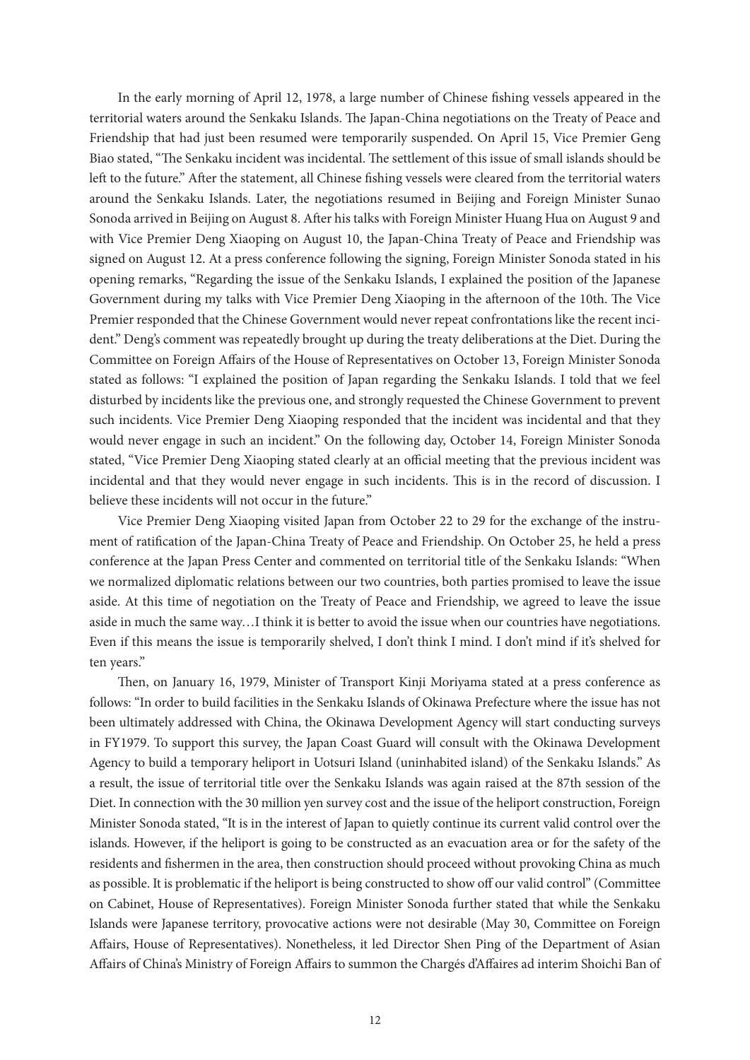In the early morning of April 12, 1978, a large number of Chinese fishing vessels appeared in the territorial waters around the Senkaku Islands. The Japan-China negotiations on the Treaty of Peace and Friendship that had just been resumed were temporarily suspended. On April 15, Vice Premier Geng Biao stated, "The Senkaku incident was incidental. The settlement of this issue of small islands should be left to the future." After the statement, all Chinese fishing vessels were cleared from the territorial waters around the Senkaku Islands. Later, the negotiations resumed in Beijing and Foreign Minister Sunao Sonoda arrived in Beijing on August 8. After his talks with Foreign Minister Huang Hua on August 9 and with Vice Premier Deng Xiaoping on August 10, the Japan-China Treaty of Peace and Friendship was signed on August 12. At a press conference following the signing, Foreign Minister Sonoda stated in his opening remarks, "Regarding the issue of the Senkaku Islands, I explained the position of the Japanese Government during my talks with Vice Premier Deng Xiaoping in the afternoon of the 10th. The Vice Premier responded that the Chinese Government would never repeat confrontations like the recent incident." Deng's comment was repeatedly brought up during the treaty deliberations at the Diet. During the Committee on Foreign Affairs of the House of Representatives on October 13, Foreign Minister Sonoda stated as follows: "I explained the position of Japan regarding the Senkaku Islands. I told that we feel disturbed by incidents like the previous one, and strongly requested the Chinese Government to prevent such incidents. Vice Premier Deng Xiaoping responded that the incident was incidental and that they would never engage in such an incident." On the following day, October 14, Foreign Minister Sonoda stated, "Vice Premier Deng Xiaoping stated clearly at an official meeting that the previous incident was incidental and that they would never engage in such incidents. This is in the record of discussion. I believe these incidents will not occur in the future."

Vice Premier Deng Xiaoping visited Japan from October 22 to 29 for the exchange of the instrument of ratification of the Japan-China Treaty of Peace and Friendship. On October 25, he held a press conference at the Japan Press Center and commented on territorial title of the Senkaku Islands: "When we normalized diplomatic relations between our two countries, both parties promised to leave the issue aside. At this time of negotiation on the Treaty of Peace and Friendship, we agreed to leave the issue aside in much the same way…I think it is better to avoid the issue when our countries have negotiations. Even if this means the issue is temporarily shelved, I don't think I mind. I don't mind if it's shelved for ten years."

Then, on January 16, 1979, Minister of Transport Kinji Moriyama stated at a press conference as follows: "In order to build facilities in the Senkaku Islands of Okinawa Prefecture where the issue has not been ultimately addressed with China, the Okinawa Development Agency will start conducting surveys in FY1979. To support this survey, the Japan Coast Guard will consult with the Okinawa Development Agency to build a temporary heliport in Uotsuri Island (uninhabited island) of the Senkaku Islands." As a result, the issue of territorial title over the Senkaku Islands was again raised at the 87th session of the Diet. In connection with the 30 million yen survey cost and the issue of the heliport construction, Foreign Minister Sonoda stated, "It is in the interest of Japan to quietly continue its current valid control over the islands. However, if the heliport is going to be constructed as an evacuation area or for the safety of the residents and fishermen in the area, then construction should proceed without provoking China as much as possible. It is problematic if the heliport is being constructed to show off our valid control" (Committee on Cabinet, House of Representatives). Foreign Minister Sonoda further stated that while the Senkaku Islands were Japanese territory, provocative actions were not desirable (May 30, Committee on Foreign Affairs, House of Representatives). Nonetheless, it led Director Shen Ping of the Department of Asian Affairs of China's Ministry of Foreign Affairs to summon the Chargés d'Affaires ad interim Shoichi Ban of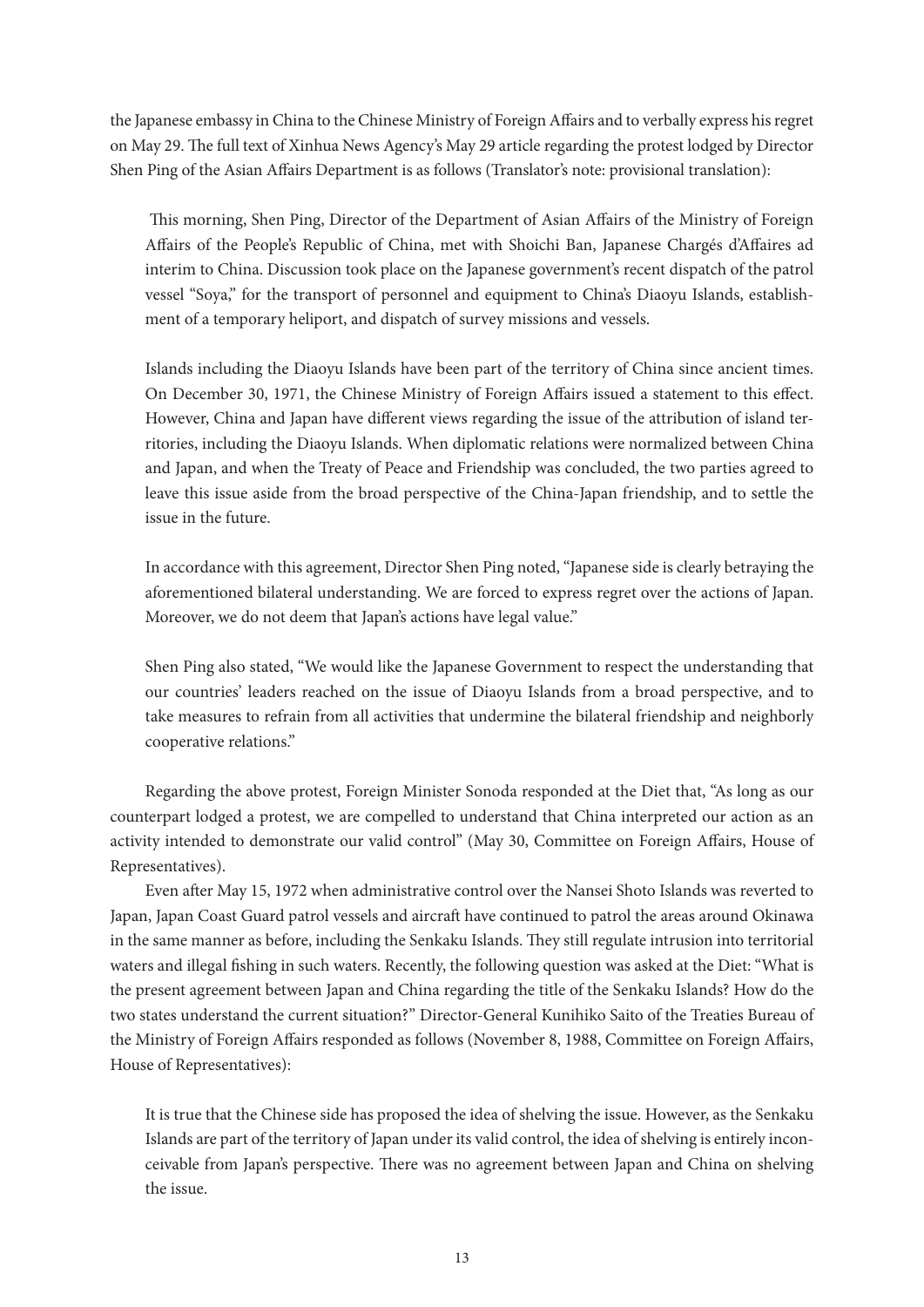the Japanese embassy in China to the Chinese Ministry of Foreign Affairs and to verbally express his regret on May 29. The full text of Xinhua News Agency's May 29 article regarding the protest lodged by Director Shen Ping of the Asian Affairs Department is as follows (Translator's note: provisional translation):

> This morning, Shen Ping, Director of the Department of Asian Affairs of the Ministry of Foreign Affairs of the People's Republic of China, met with Shoichi Ban, Japanese Chargés d'Affaires ad interim to China. Discussion took place on the Japanese government's recent dispatch of the patrol vessel "Soya," for the transport of personnel and equipment to China's Diaoyu Islands, establishment of a temporary heliport, and dispatch of survey missions and vessels.
>
> Islands including the Diaoyu Islands have been part of the territory of China since ancient times. On December 30, 1971, the Chinese Ministry of Foreign Affairs issued a statement to this effect. However, China and Japan have different views regarding the issue of the attribution of island territories, including the Diaoyu Islands. When diplomatic relations were normalized between China and Japan, and when the Treaty of Peace and Friendship was concluded, the two parties agreed to leave this issue aside from the broad perspective of the China-Japan friendship, and to settle the issue in the future.
>
> In accordance with this agreement, Director Shen Ping noted, "Japanese side is clearly betraying the aforementioned bilateral understanding. We are forced to express regret over the actions of Japan. Moreover, we do not deem that Japan's actions have legal value."
>
> Shen Ping also stated, "We would like the Japanese Government to respect the understanding that our countries' leaders reached on the issue of Diaoyu Islands from a broad perspective, and to take measures to refrain from all activities that undermine the bilateral friendship and neighborly cooperative relations."

Regarding the above protest, Foreign Minister Sonoda responded at the Diet that, "As long as our counterpart lodged a protest, we are compelled to understand that China interpreted our action as an activity intended to demonstrate our valid control" (May 30, Committee on Foreign Affairs, House of Representatives).

Even after May 15, 1972 when administrative control over the Nansei Shoto Islands was reverted to Japan, Japan Coast Guard patrol vessels and aircraft have continued to patrol the areas around Okinawa in the same manner as before, including the Senkaku Islands. They still regulate intrusion into territorial waters and illegal fishing in such waters. Recently, the following question was asked at the Diet: "What is the present agreement between Japan and China regarding the title of the Senkaku Islands? How do the two states understand the current situation?" Director-General Kunihiko Saito of the Treaties Bureau of the Ministry of Foreign Affairs responded as follows (November 8, 1988, Committee on Foreign Affairs, House of Representatives):

> It is true that the Chinese side has proposed the idea of shelving the issue. However, as the Senkaku Islands are part of the territory of Japan under its valid control, the idea of shelving is entirely inconceivable from Japan's perspective. There was no agreement between Japan and China on shelving the issue.